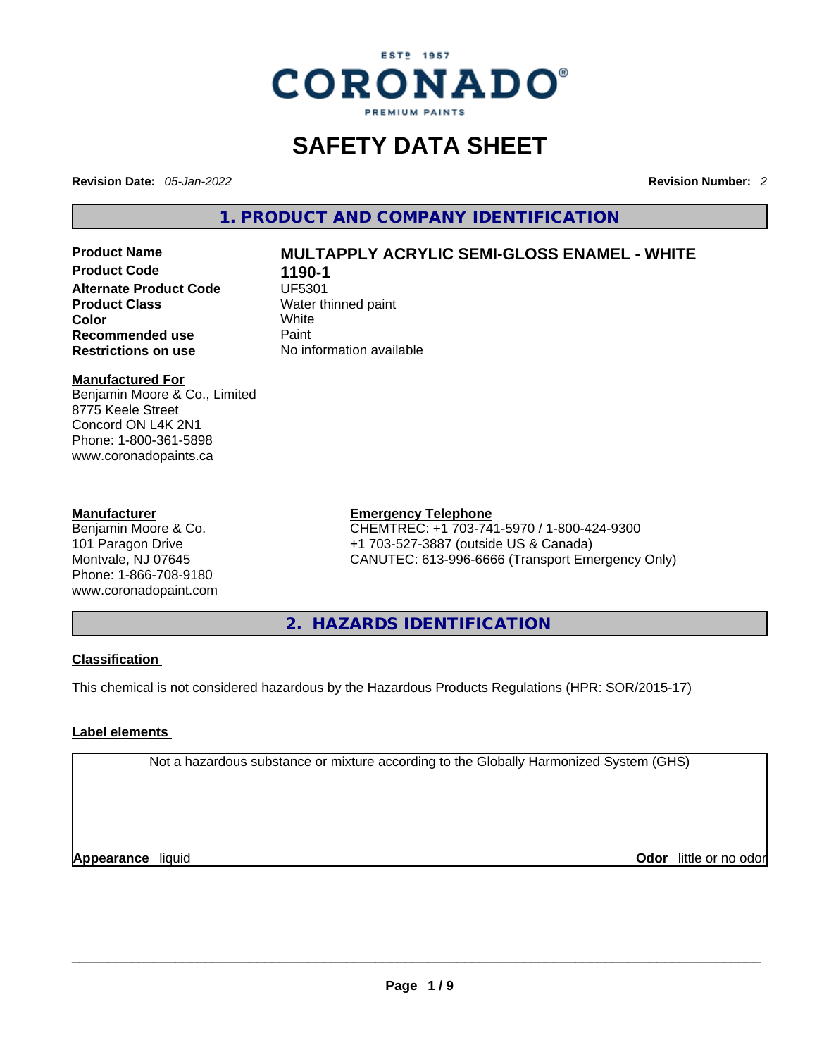ESTº 1957

CORONADO®

PREMIUM PAINTS

# SAFETY DATA SHEET

**Revision Date:** *05-Jan-2022* **Revision Number:** *2*

## 1. PRODUCT AND COMPANY IDENTIFICATION

| | |
|---|---|
| **Product Name** | **MULTAPPLY ACRYLIC SEMI-GLOSS ENAMEL - WHITE** |
| **Product Code** | **1190-1** |
| **Alternate Product Code** | UF5301 |
| **Product Class** | Water thinned paint |
| **Color** | White |
| **Recommended use** | Paint |
| **Restrictions on use** | No information available |

**Manufactured For**
Benjamin Moore & Co., Limited
8775 Keele Street
Concord ON L4K 2N1
Phone: 1-800-361-5898
www.coronadopaints.ca

**Manufacturer**
Benjamin Moore & Co.
101 Paragon Drive
Montvale, NJ 07645
Phone: 1-866-708-9180
www.coronadopaint.com

**Emergency Telephone**
CHEMTREC: +1 703-741-5970 / 1-800-424-9300
+1 703-527-3887 (outside US & Canada)
CANUTEC: 613-996-6666 (Transport Emergency Only)

## 2. HAZARDS IDENTIFICATION

**Classification**

This chemical is not considered hazardous by the Hazardous Products Regulations (HPR: SOR/2015-17)

**Label elements**

Not a hazardous substance or mixture according to the Globally Harmonized System (GHS)

**Appearance** liquid **Odor** little or no odor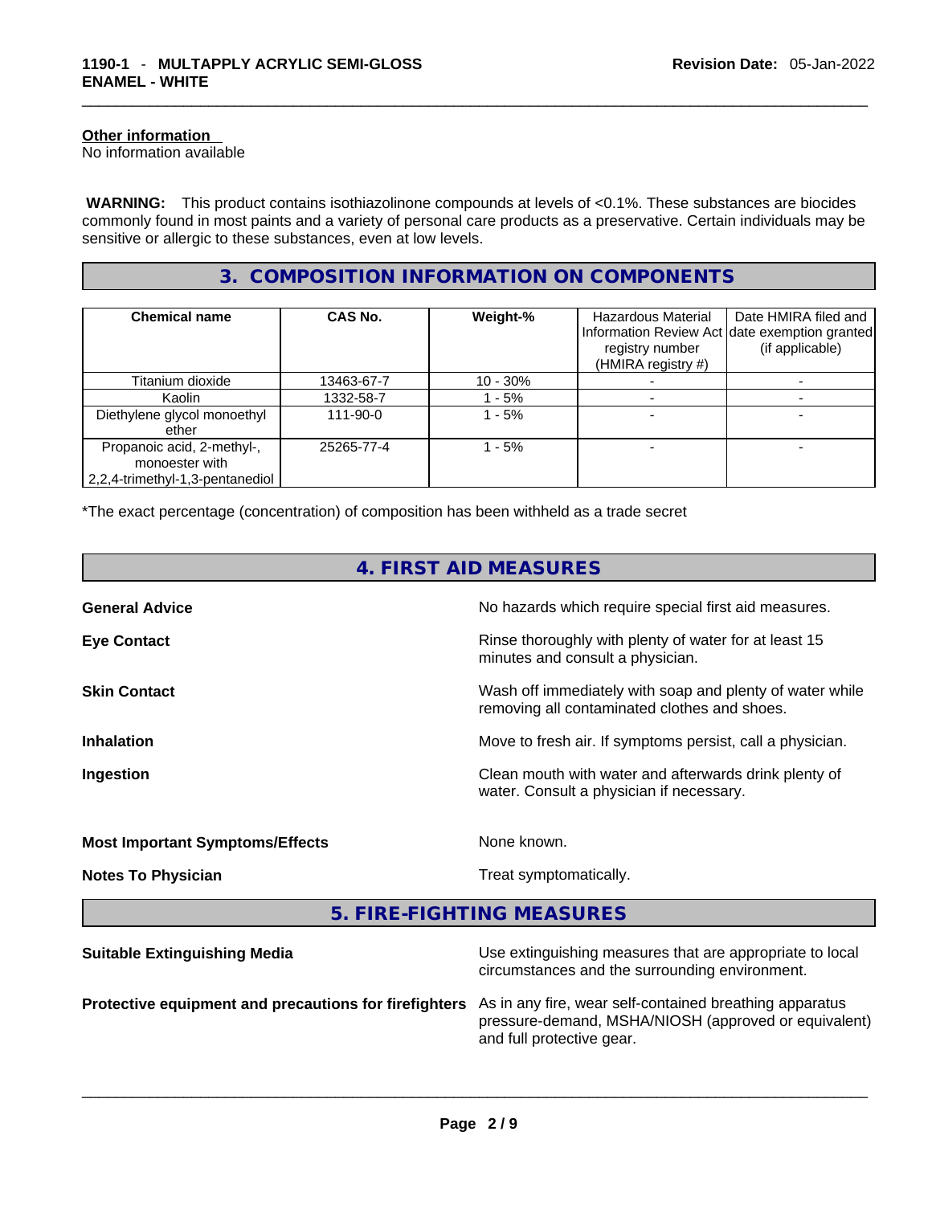#### Other information

No information available

**WARNING:** This product contains isothiazolinone compounds at levels of <0.1%. These substances are biocides commonly found in most paints and a variety of personal care products as a preservative. Certain individuals may be sensitive or allergic to these substances, even at low levels.

## 3. COMPOSITION INFORMATION ON COMPONENTS

| Chemical name | CAS No. | Weight-% | Hazardous Material Information Review Act registry number (HMIRA registry #) | Date HMIRA filed and date exemption granted (if applicable) |
|---|---|---|---|---|
| Titanium dioxide | 13463-67-7 | 10 - 30% | - | - |
| Kaolin | 1332-58-7 | 1 - 5% | - | - |
| Diethylene glycol monoethyl ether | 111-90-0 | 1 - 5% | - | - |
| Propanoic acid, 2-methyl-, monoester with 2,2,4-trimethyl-1,3-pentanediol | 25265-77-4 | 1 - 5% | - | - |

*The exact percentage (concentration) of composition has been withheld as a trade secret

## 4. FIRST AID MEASURES

**General Advice** No hazards which require special first aid measures.

**Eye Contact** Rinse thoroughly with plenty of water for at least 15 minutes and consult a physician.

**Skin Contact** Wash off immediately with soap and plenty of water while removing all contaminated clothes and shoes.

**Inhalation** Move to fresh air. If symptoms persist, call a physician.

**Ingestion** Clean mouth with water and afterwards drink plenty of water. Consult a physician if necessary.

**Most Important Symptoms/Effects** None known.

**Notes To Physician** Treat symptomatically.

## 5. FIRE-FIGHTING MEASURES

**Suitable Extinguishing Media** Use extinguishing measures that are appropriate to local circumstances and the surrounding environment.

**Protective equipment and precautions for firefighters** As in any fire, wear self-contained breathing apparatus pressure-demand, MSHA/NIOSH (approved or equivalent) and full protective gear.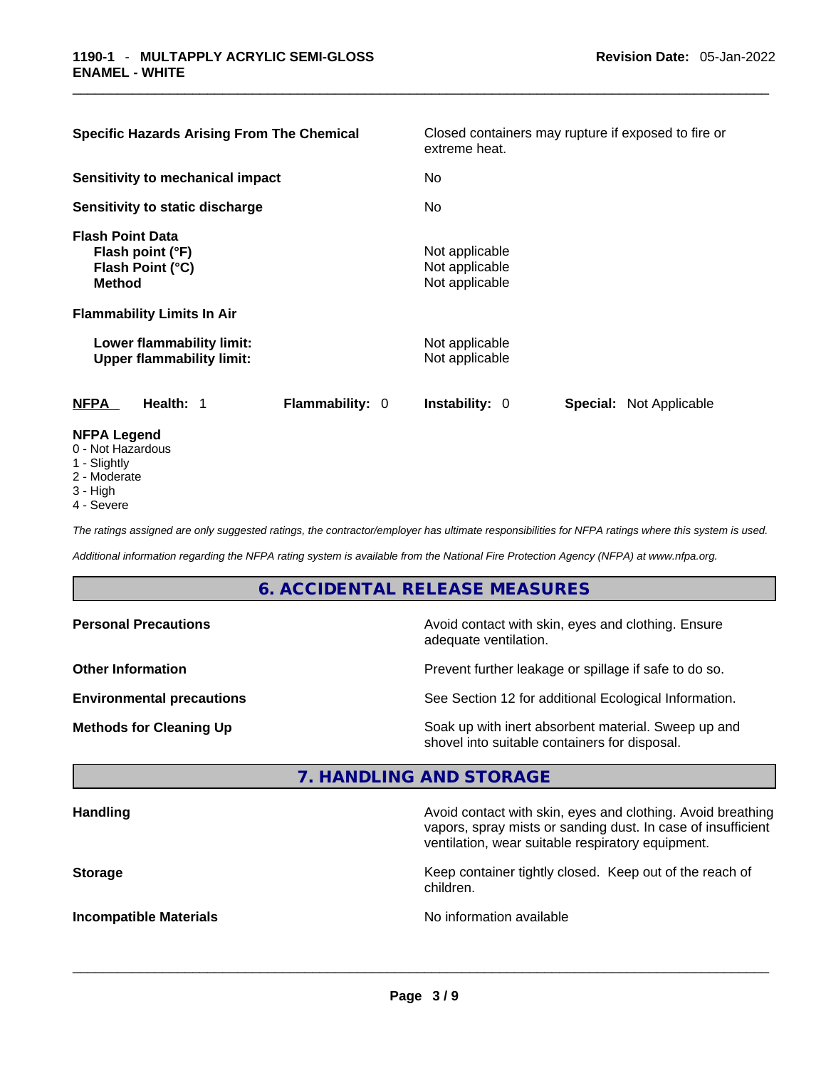| | |
|---|---|
| **Specific Hazards Arising From The Chemical** | Closed containers may rupture if exposed to fire or extreme heat. |
| **Sensitivity to mechanical impact** | No |
| **Sensitivity to static discharge** | No |
| **Flash Point Data** | |
| **Flash point (°F)** | Not applicable |
| **Flash Point (°C)** | Not applicable |
| **Method** | Not applicable |
| **Flammability Limits In Air** | |
| **Lower flammability limit:** | Not applicable |
| **Upper flammability limit:** | Not applicable |

| **NFPA** | **Health:** 1 | **Flammability:** 0 | **Instability:** 0 | **Special:** Not Applicable |
|---|---|---|---|---|

**NFPA Legend**

- 0 - Not Hazardous
- 1 - Slightly
- 2 - Moderate
- 3 - High
- 4 - Severe

*The ratings assigned are only suggested ratings, the contractor/employer has ultimate responsibilities for NFPA ratings where this system is used.*

*Additional information regarding the NFPA rating system is available from the National Fire Protection Agency (NFPA) at www.nfpa.org.*

## 6. ACCIDENTAL RELEASE MEASURES

| | |
|---|---|
| **Personal Precautions** | Avoid contact with skin, eyes and clothing. Ensure adequate ventilation. |
| **Other Information** | Prevent further leakage or spillage if safe to do so. |
| **Environmental precautions** | See Section 12 for additional Ecological Information. |
| **Methods for Cleaning Up** | Soak up with inert absorbent material. Sweep up and shovel into suitable containers for disposal. |

## 7. HANDLING AND STORAGE

| | |
|---|---|
| **Handling** | Avoid contact with skin, eyes and clothing. Avoid breathing vapors, spray mists or sanding dust. In case of insufficient ventilation, wear suitable respiratory equipment. |
| **Storage** | Keep container tightly closed. Keep out of the reach of children. |
| **Incompatible Materials** | No information available |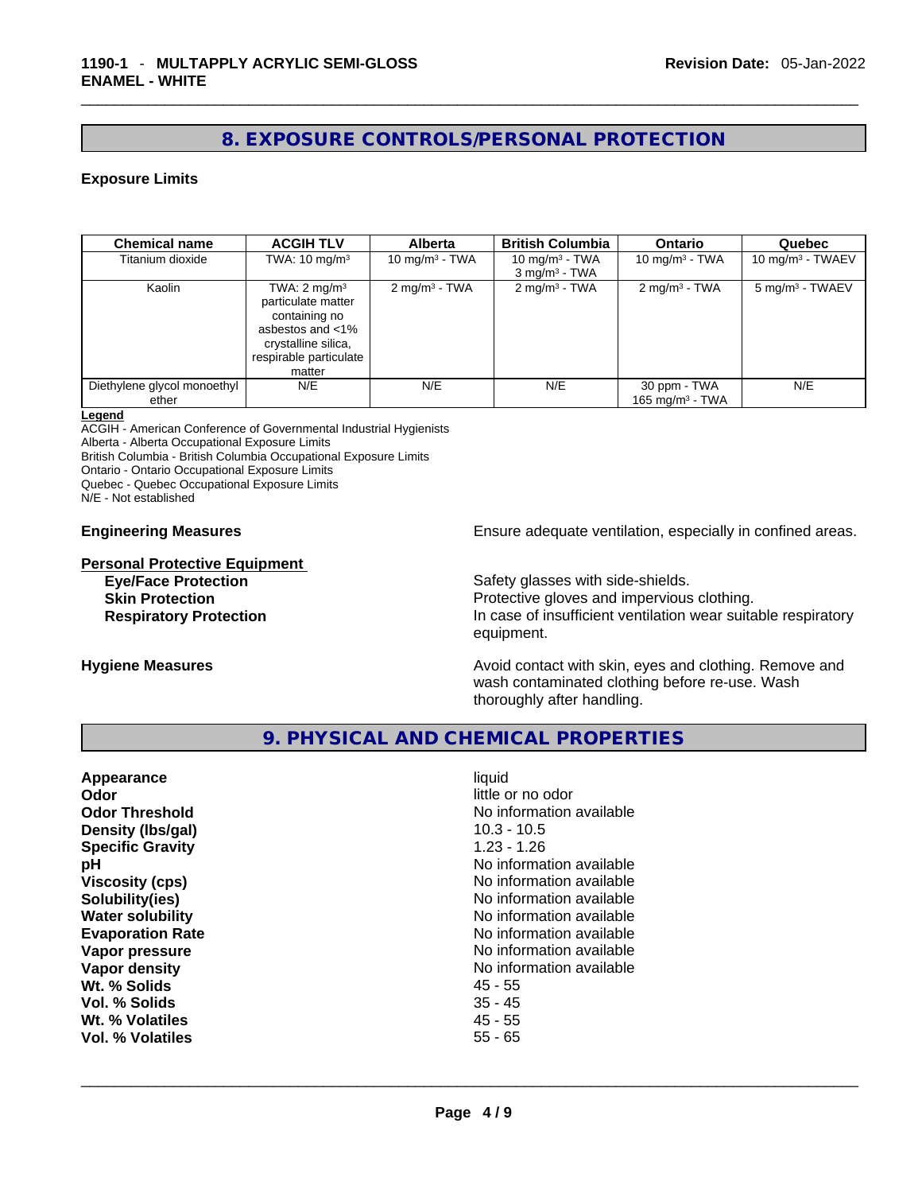## 8. EXPOSURE CONTROLS/PERSONAL PROTECTION

### Exposure Limits

| Chemical name | ACGIH TLV | Alberta | British Columbia | Ontario | Quebec |
|---|---|---|---|---|---|
| Titanium dioxide | TWA: 10 mg/m³ | 10 mg/m³ - TWA | 10 mg/m³ - TWA<br>3 mg/m³ - TWA | 10 mg/m³ - TWA | 10 mg/m³ - TWAEV |
| Kaolin | TWA: 2 mg/m³ particulate matter containing no asbestos and <1% crystalline silica, respirable particulate matter | 2 mg/m³ - TWA | 2 mg/m³ - TWA | 2 mg/m³ - TWA | 5 mg/m³ - TWAEV |
| Diethylene glycol monoethyl ether | N/E | N/E | N/E | 30 ppm - TWA<br>165 mg/m³ - TWA | N/E |

**Legend**
ACGIH - American Conference of Governmental Industrial Hygienists
Alberta - Alberta Occupational Exposure Limits
British Columbia - British Columbia Occupational Exposure Limits
Ontario - Ontario Occupational Exposure Limits
Quebec - Quebec Occupational Exposure Limits
N/E - Not established

**Engineering Measures** Ensure adequate ventilation, especially in confined areas.

**Personal Protective Equipment**

**Eye/Face Protection** Safety glasses with side-shields.

**Skin Protection** Protective gloves and impervious clothing.

**Respiratory Protection** In case of insufficient ventilation wear suitable respiratory equipment.

**Hygiene Measures** Avoid contact with skin, eyes and clothing. Remove and wash contaminated clothing before re-use. Wash thoroughly after handling.

## 9. PHYSICAL AND CHEMICAL PROPERTIES

| | |
|---|---|
| **Appearance** | liquid |
| **Odor** | little or no odor |
| **Odor Threshold** | No information available |
| **Density (lbs/gal)** | 10.3 - 10.5 |
| **Specific Gravity** | 1.23 - 1.26 |
| **pH** | No information available |
| **Viscosity (cps)** | No information available |
| **Solubility(ies)** | No information available |
| **Water solubility** | No information available |
| **Evaporation Rate** | No information available |
| **Vapor pressure** | No information available |
| **Vapor density** | No information available |
| **Wt. % Solids** | 45 - 55 |
| **Vol. % Solids** | 35 - 45 |
| **Wt. % Volatiles** | 45 - 55 |
| **Vol. % Volatiles** | 55 - 65 |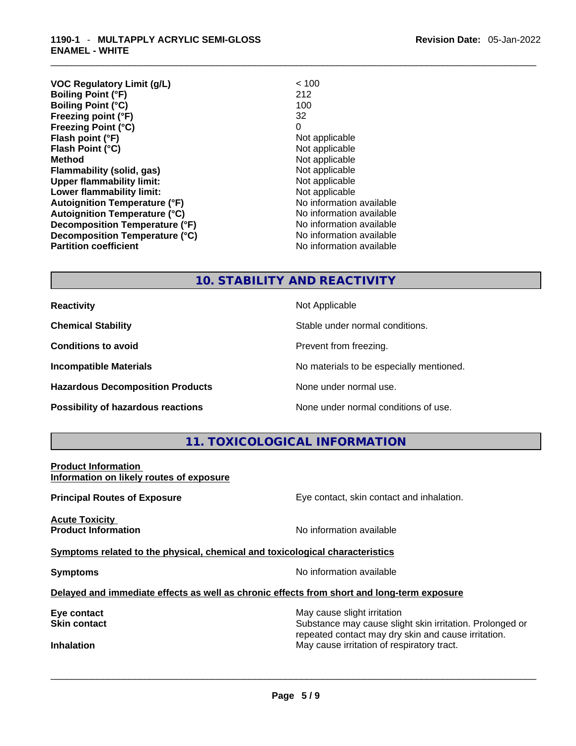| | |
|---|---|
| **VOC Regulatory Limit (g/L)** | < 100 |
| **Boiling Point (°F)** | 212 |
| **Boiling Point (°C)** | 100 |
| **Freezing point (°F)** | 32 |
| **Freezing Point (°C)** | 0 |
| **Flash point (°F)** | Not applicable |
| **Flash Point (°C)** | Not applicable |
| **Method** | Not applicable |
| **Flammability (solid, gas)** | Not applicable |
| **Upper flammability limit:** | Not applicable |
| **Lower flammability limit:** | Not applicable |
| **Autoignition Temperature (°F)** | No information available |
| **Autoignition Temperature (°C)** | No information available |
| **Decomposition Temperature (°F)** | No information available |
| **Decomposition Temperature (°C)** | No information available |
| **Partition coefficient** | No information available |

## 10. STABILITY AND REACTIVITY

| | |
|---|---|
| **Reactivity** | Not Applicable |
| **Chemical Stability** | Stable under normal conditions. |
| **Conditions to avoid** | Prevent from freezing. |
| **Incompatible Materials** | No materials to be especially mentioned. |
| **Hazardous Decomposition Products** | None under normal use. |
| **Possibility of hazardous reactions** | None under normal conditions of use. |

## 11. TOXICOLOGICAL INFORMATION

**Product Information**
**Information on likely routes of exposure**

**Principal Routes of Exposure** — Eye contact, skin contact and inhalation.

**Acute Toxicity**
**Product Information** — No information available

**Symptoms related to the physical, chemical and toxicological characteristics**

**Symptoms** — No information available

**Delayed and immediate effects as well as chronic effects from short and long-term exposure**

| | |
|---|---|
| **Eye contact** | May cause slight irritation |
| **Skin contact** | Substance may cause slight skin irritation. Prolonged or repeated contact may dry skin and cause irritation. |
| **Inhalation** | May cause irritation of respiratory tract. |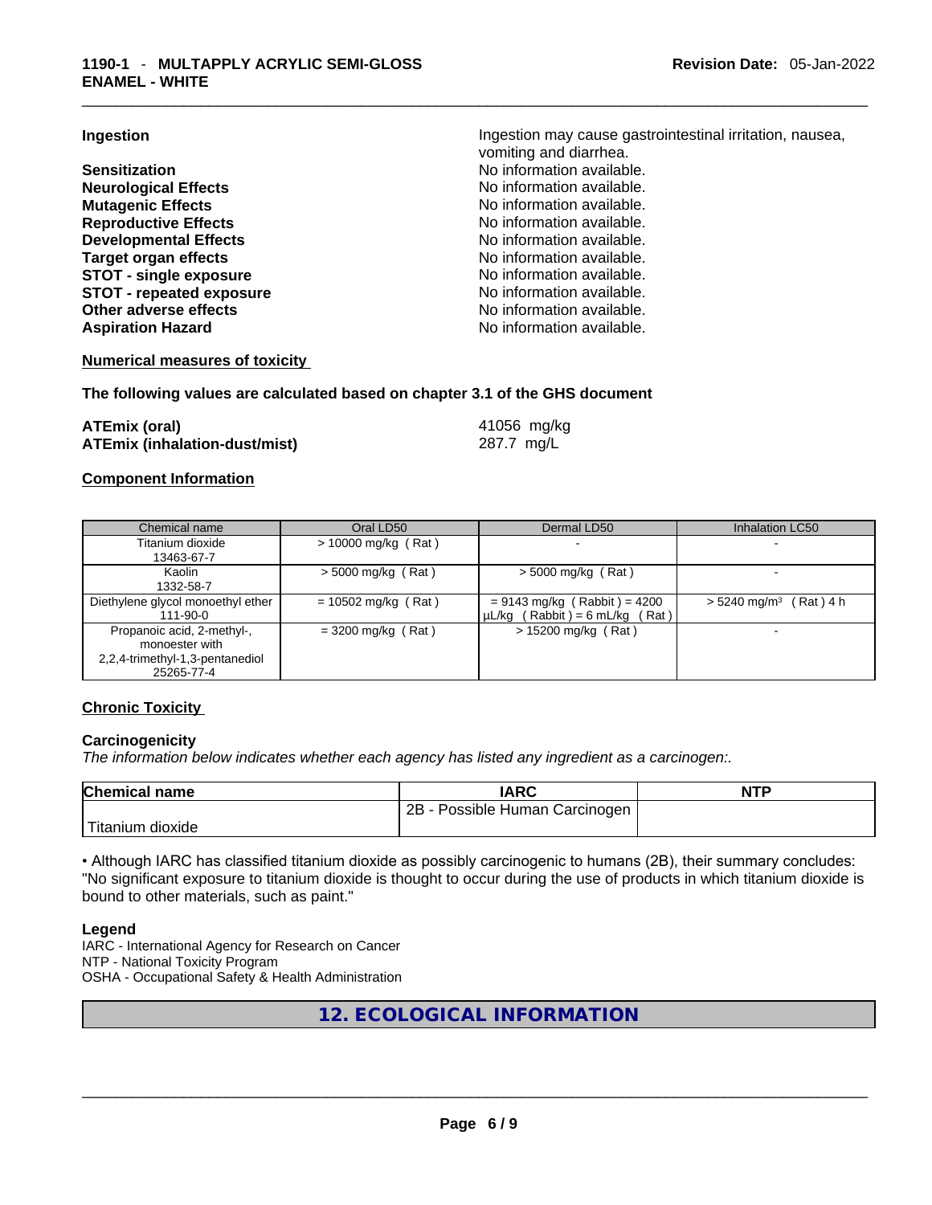**Ingestion** Ingestion may cause gastrointestinal irritation, nausea, vomiting and diarrhea.

**Sensitization** No information available.
**Neurological Effects** No information available.
**Mutagenic Effects** No information available.
**Reproductive Effects** No information available.
**Developmental Effects** No information available.
**Target organ effects** No information available.
**STOT - single exposure** No information available.
**STOT - repeated exposure** No information available.
**Other adverse effects** No information available.
**Aspiration Hazard** No information available.

**Numerical measures of toxicity**

**The following values are calculated based on chapter 3.1 of the GHS document**

**ATEmix (oral)** 41056 mg/kg
**ATEmix (inhalation-dust/mist)** 287.7 mg/L

**Component Information**

| Chemical name | Oral LD50 | Dermal LD50 | Inhalation LC50 |
|---|---|---|---|
| Titanium dioxide 13463-67-7 | > 10000 mg/kg ( Rat ) | - | - |
| Kaolin 1332-58-7 | > 5000 mg/kg ( Rat ) | > 5000 mg/kg ( Rat ) | - |
| Diethylene glycol monoethyl ether 111-90-0 | = 10502 mg/kg ( Rat ) | = 9143 mg/kg ( Rabbit ) = 4200 µL/kg ( Rabbit ) = 6 mL/kg ( Rat ) | > 5240 mg/m³ ( Rat ) 4 h |
| Propanoic acid, 2-methyl-, monoester with 2,2,4-trimethyl-1,3-pentanediol 25265-77-4 | = 3200 mg/kg ( Rat ) | > 15200 mg/kg ( Rat ) | - |

**Chronic Toxicity**

**Carcinogenicity**
*The information below indicates whether each agency has listed any ingredient as a carcinogen:.*

| Chemical name | IARC | NTP |
|---|---|---|
| Titanium dioxide | 2B - Possible Human Carcinogen | |

• Although IARC has classified titanium dioxide as possibly carcinogenic to humans (2B), their summary concludes: "No significant exposure to titanium dioxide is thought to occur during the use of products in which titanium dioxide is bound to other materials, such as paint."

**Legend**
IARC - International Agency for Research on Cancer
NTP - National Toxicity Program
OSHA - Occupational Safety & Health Administration

## 12. ECOLOGICAL INFORMATION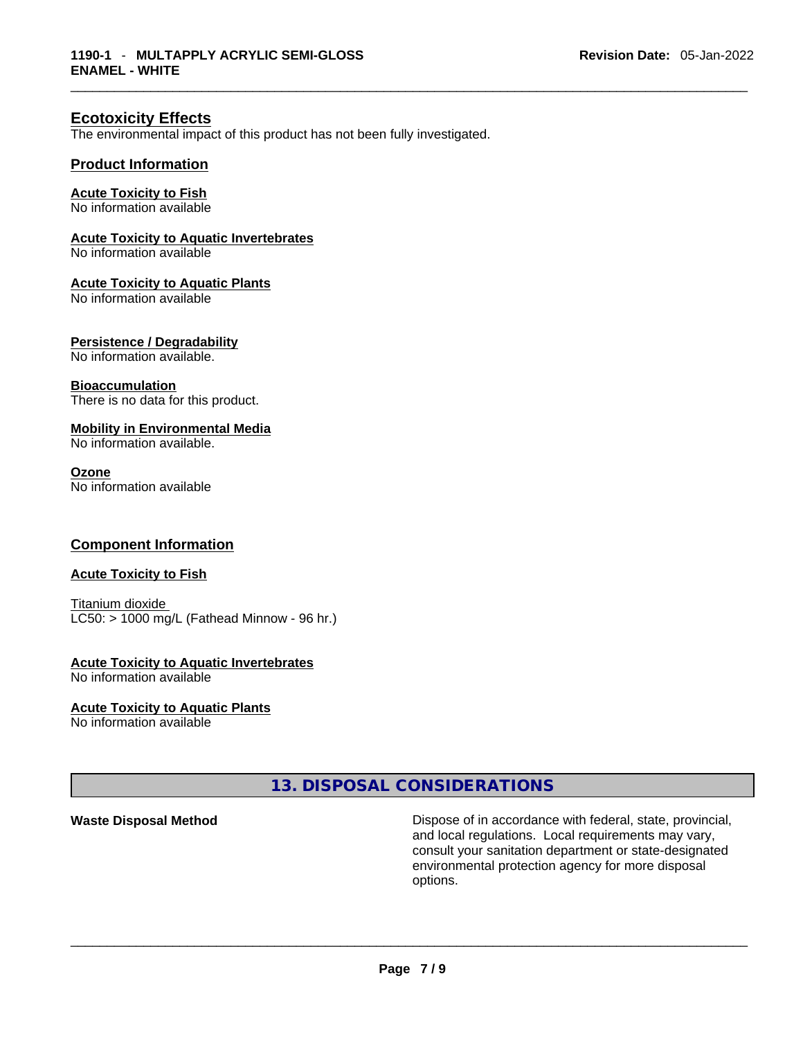## Ecotoxicity Effects

The environmental impact of this product has not been fully investigated.

### Product Information

**Acute Toxicity to Fish**
No information available

**Acute Toxicity to Aquatic Invertebrates**
No information available

**Acute Toxicity to Aquatic Plants**
No information available

**Persistence / Degradability**
No information available.

**Bioaccumulation**
There is no data for this product.

**Mobility in Environmental Media**
No information available.

**Ozone**
No information available

### Component Information

**Acute Toxicity to Fish**

Titanium dioxide
LC50: > 1000 mg/L (Fathead Minnow - 96 hr.)

**Acute Toxicity to Aquatic Invertebrates**
No information available

**Acute Toxicity to Aquatic Plants**
No information available

## 13. DISPOSAL CONSIDERATIONS

**Waste Disposal Method** — Dispose of in accordance with federal, state, provincial, and local regulations. Local requirements may vary, consult your sanitation department or state-designated environmental protection agency for more disposal options.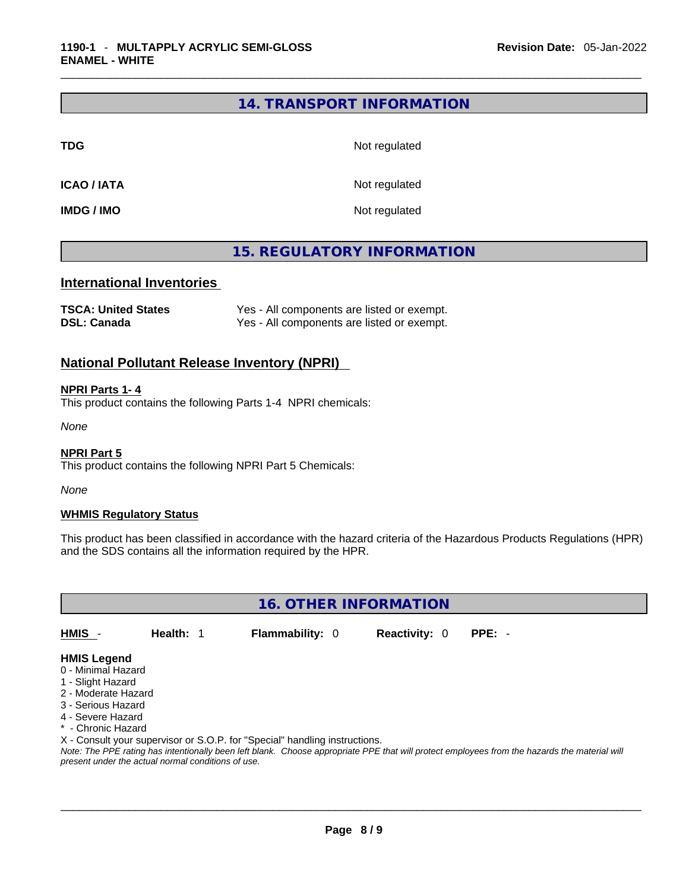## 14. TRANSPORT INFORMATION

| | |
|---|---|
| **TDG** | Not regulated |
| **ICAO / IATA** | Not regulated |
| **IMDG / IMO** | Not regulated |

## 15. REGULATORY INFORMATION

### International Inventories

| | |
|---|---|
| **TSCA: United States** | Yes - All components are listed or exempt. |
| **DSL: Canada** | Yes - All components are listed or exempt. |

### National Pollutant Release Inventory (NPRI)

**NPRI Parts 1- 4**

This product contains the following Parts 1-4 NPRI chemicals:

*None*

**NPRI Part 5**

This product contains the following NPRI Part 5 Chemicals:

*None*

**WHMIS Regulatory Status**

This product has been classified in accordance with the hazard criteria of the Hazardous Products Regulations (HPR) and the SDS contains all the information required by the HPR.

## 16. OTHER INFORMATION

**HMIS** - **Health:** 1 **Flammability:** 0 **Reactivity:** 0 **PPE:** -

**HMIS Legend**

0 - Minimal Hazard
1 - Slight Hazard
2 - Moderate Hazard
3 - Serious Hazard
4 - Severe Hazard
* - Chronic Hazard
X - Consult your supervisor or S.O.P. for "Special" handling instructions.

*Note: The PPE rating has intentionally been left blank. Choose appropriate PPE that will protect employees from the hazards the material will present under the actual normal conditions of use.*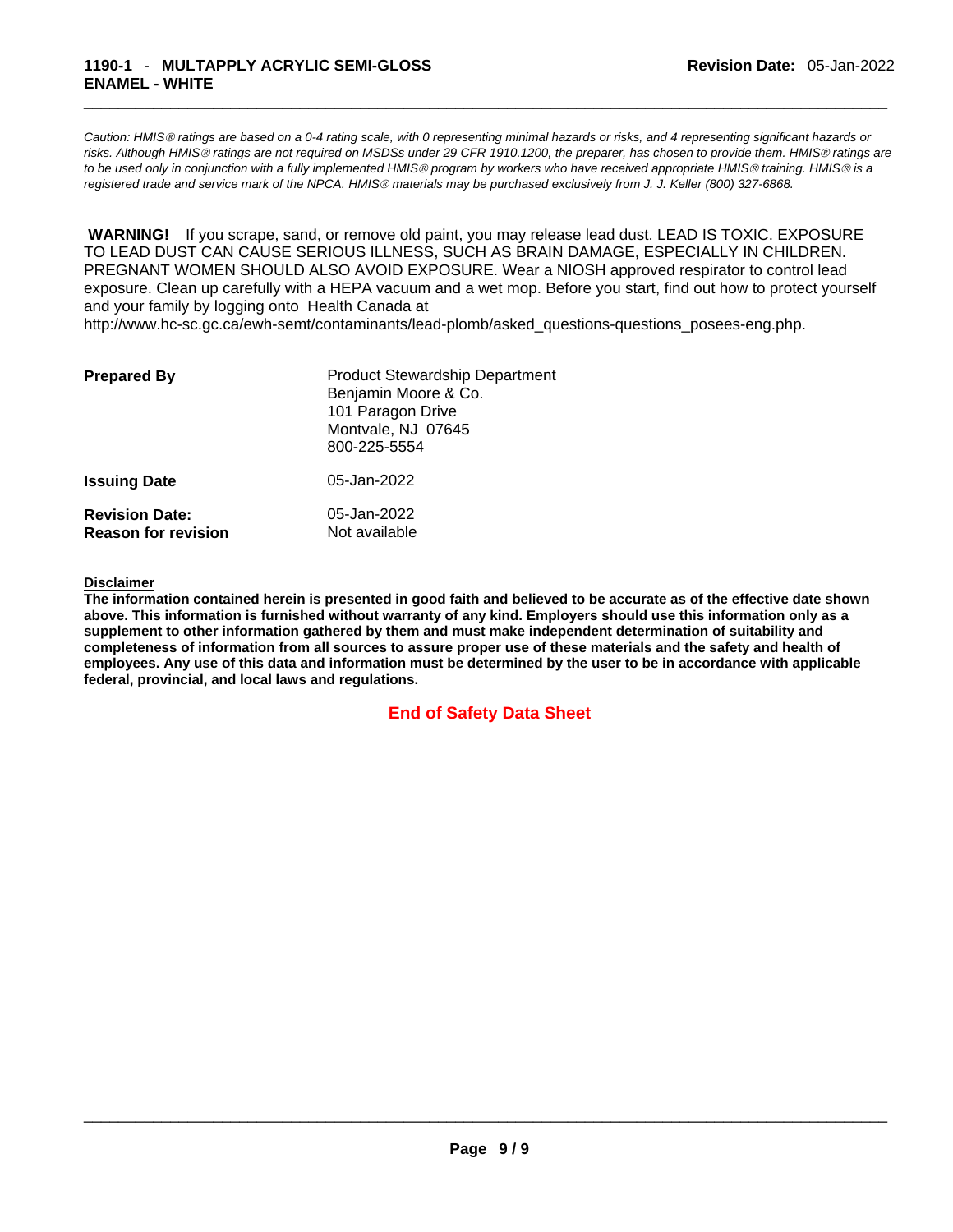*Caution: HMIS® ratings are based on a 0-4 rating scale, with 0 representing minimal hazards or risks, and 4 representing significant hazards or risks. Although HMIS® ratings are not required on MSDSs under 29 CFR 1910.1200, the preparer, has chosen to provide them. HMIS® ratings are to be used only in conjunction with a fully implemented HMIS® program by workers who have received appropriate HMIS® training. HMIS® is a registered trade and service mark of the NPCA. HMIS® materials may be purchased exclusively from J. J. Keller (800) 327-6868.*

**WARNING!** If you scrape, sand, or remove old paint, you may release lead dust. LEAD IS TOXIC. EXPOSURE TO LEAD DUST CAN CAUSE SERIOUS ILLNESS, SUCH AS BRAIN DAMAGE, ESPECIALLY IN CHILDREN. PREGNANT WOMEN SHOULD ALSO AVOID EXPOSURE. Wear a NIOSH approved respirator to control lead exposure. Clean up carefully with a HEPA vacuum and a wet mop. Before you start, find out how to protect yourself and your family by logging onto Health Canada at http://www.hc-sc.gc.ca/ewh-semt/contaminants/lead-plomb/asked_questions-questions_posees-eng.php.

| | |
|---|---|
| **Prepared By** | Product Stewardship Department<br>Benjamin Moore & Co.<br>101 Paragon Drive<br>Montvale, NJ 07645<br>800-225-5554 |
| **Issuing Date** | 05-Jan-2022 |
| **Revision Date:** | 05-Jan-2022 |
| **Reason for revision** | Not available |

**Disclaimer**

**The information contained herein is presented in good faith and believed to be accurate as of the effective date shown above. This information is furnished without warranty of any kind. Employers should use this information only as a supplement to other information gathered by them and must make independent determination of suitability and completeness of information from all sources to assure proper use of these materials and the safety and health of employees. Any use of this data and information must be determined by the user to be in accordance with applicable federal, provincial, and local laws and regulations.**

**End of Safety Data Sheet**